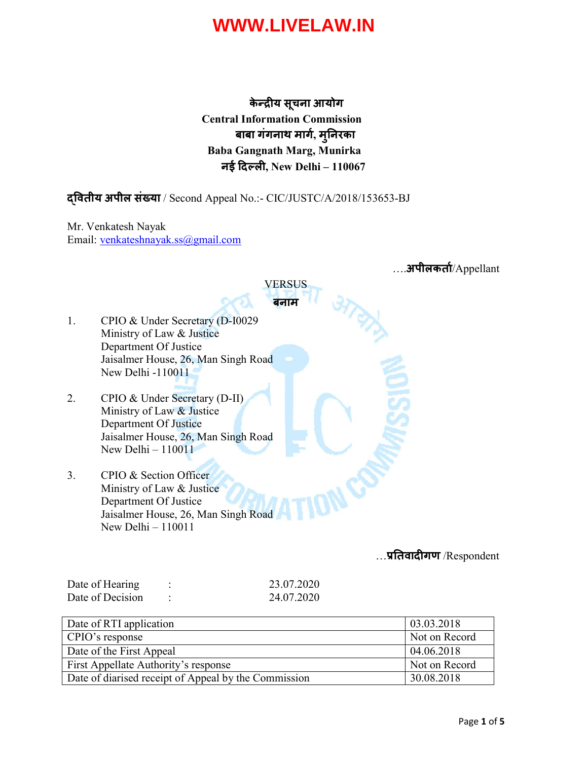केन्द्रीय सूचना आयोग
**Central Information Commission**
बाबा गंगनाथ मार्ग, मुनिरका
**Baba Gangnath Marg, Munirka**
नई दिल्ली, **New Delhi – 110067**

**द्वितीय अपील संख्या** / Second Appeal No.:- CIC/JUSTC/A/2018/153653-BJ

Mr. Venkatesh Nayak
Email: venkateshnayak.ss@gmail.com

….**अपीलकर्ता**/Appellant

VERSUS
**बनाम**

1. CPIO & Under Secretary (D-I0029
   Ministry of Law & Justice
   Department Of Justice
   Jaisalmer House, 26, Man Singh Road
   New Delhi -110011

2. CPIO & Under Secretary (D-II)
   Ministry of Law & Justice
   Department Of Justice
   Jaisalmer House, 26, Man Singh Road
   New Delhi – 110011

3. CPIO & Section Officer
   Ministry of Law & Justice
   Department Of Justice
   Jaisalmer House, 26, Man Singh Road
   New Delhi – 110011

…**प्रतिवादीगण** /Respondent

Date of Hearing : 23.07.2020
Date of Decision : 24.07.2020

| Date of RTI application | 03.03.2018 |
|---|---|
| CPIO's response | Not on Record |
| Date of the First Appeal | 04.06.2018 |
| First Appellate Authority's response | Not on Record |
| Date of diarised receipt of Appeal by the Commission | 30.08.2018 |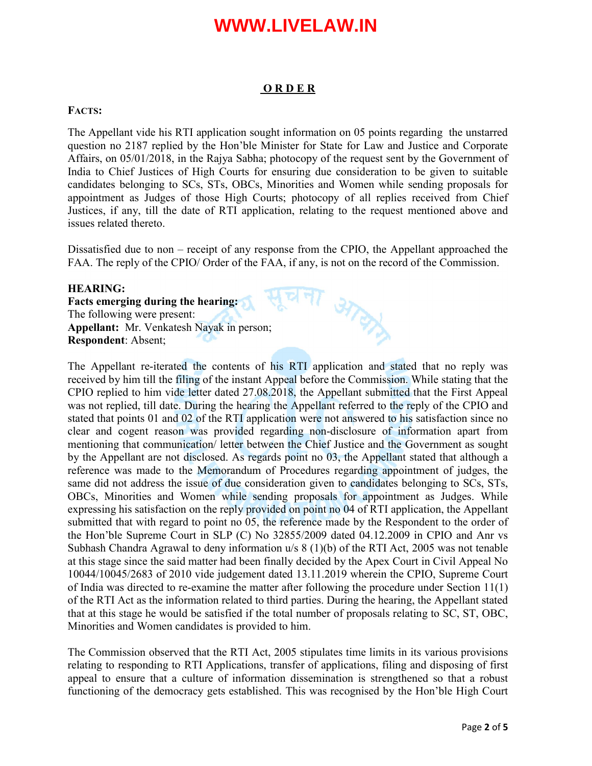## ORDER

**FACTS:**

The Appellant vide his RTI application sought information on 05 points regarding the unstarred question no 2187 replied by the Hon'ble Minister for State for Law and Justice and Corporate Affairs, on 05/01/2018, in the Rajya Sabha; photocopy of the request sent by the Government of India to Chief Justices of High Courts for ensuring due consideration to be given to suitable candidates belonging to SCs, STs, OBCs, Minorities and Women while sending proposals for appointment as Judges of those High Courts; photocopy of all replies received from Chief Justices, if any, till the date of RTI application, relating to the request mentioned above and issues related thereto.

Dissatisfied due to non – receipt of any response from the CPIO, the Appellant approached the FAA. The reply of the CPIO/ Order of the FAA, if any, is not on the record of the Commission.

**HEARING:**

**Facts emerging during the hearing:**

The following were present:

**Appellant:** Mr. Venkatesh Nayak in person;

**Respondent**: Absent;

The Appellant re-iterated the contents of his RTI application and stated that no reply was received by him till the filing of the instant Appeal before the Commission. While stating that the CPIO replied to him vide letter dated 27.08.2018, the Appellant submitted that the First Appeal was not replied, till date. During the hearing the Appellant referred to the reply of the CPIO and stated that points 01 and 02 of the RTI application were not answered to his satisfaction since no clear and cogent reason was provided regarding non-disclosure of information apart from mentioning that communication/ letter between the Chief Justice and the Government as sought by the Appellant are not disclosed. As regards point no 03, the Appellant stated that although a reference was made to the Memorandum of Procedures regarding appointment of judges, the same did not address the issue of due consideration given to candidates belonging to SCs, STs, OBCs, Minorities and Women while sending proposals for appointment as Judges. While expressing his satisfaction on the reply provided on point no 04 of RTI application, the Appellant submitted that with regard to point no 05, the reference made by the Respondent to the order of the Hon'ble Supreme Court in SLP (C) No 32855/2009 dated 04.12.2009 in CPIO and Anr vs Subhash Chandra Agrawal to deny information u/s 8 (1)(b) of the RTI Act, 2005 was not tenable at this stage since the said matter had been finally decided by the Apex Court in Civil Appeal No 10044/10045/2683 of 2010 vide judgement dated 13.11.2019 wherein the CPIO, Supreme Court of India was directed to re-examine the matter after following the procedure under Section 11(1) of the RTI Act as the information related to third parties. During the hearing, the Appellant stated that at this stage he would be satisfied if the total number of proposals relating to SC, ST, OBC, Minorities and Women candidates is provided to him.

The Commission observed that the RTI Act, 2005 stipulates time limits in its various provisions relating to responding to RTI Applications, transfer of applications, filing and disposing of first appeal to ensure that a culture of information dissemination is strengthened so that a robust functioning of the democracy gets established. This was recognised by the Hon'ble High Court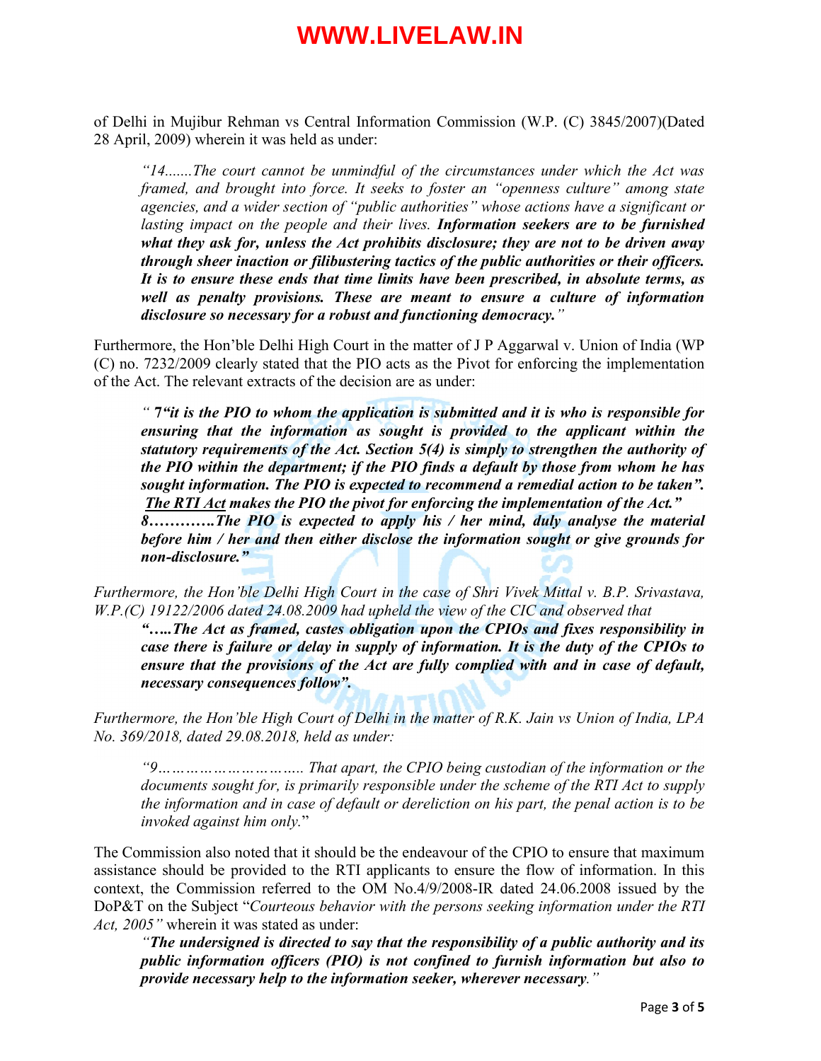of Delhi in Mujibur Rehman vs Central Information Commission (W.P. (C) 3845/2007)(Dated 28 April, 2009) wherein it was held as under:

> *"14.......The court cannot be unmindful of the circumstances under which the Act was framed, and brought into force. It seeks to foster an "openness culture" among state agencies, and a wider section of "public authorities" whose actions have a significant or lasting impact on the people and their lives.* ***Information seekers are to be furnished what they ask for, unless the Act prohibits disclosure; they are not to be driven away through sheer inaction or filibustering tactics of the public authorities or their officers. It is to ensure these ends that time limits have been prescribed, in absolute terms, as well as penalty provisions. These are meant to ensure a culture of information disclosure so necessary for a robust and functioning democracy.****"*

Furthermore, the Hon'ble Delhi High Court in the matter of J P Aggarwal v. Union of India (WP (C) no. 7232/2009 clearly stated that the PIO acts as the Pivot for enforcing the implementation of the Act. The relevant extracts of the decision are as under:

> *"* **7*"it is the PIO to whom the application is submitted and it is who is responsible for ensuring that the information as sought is provided to the applicant within the statutory requirements of the Act. Section 5(4) is simply to strengthen the authority of the PIO within the department; if the PIO finds a default by those from whom he has sought information. The PIO is expected to recommend a remedial action to be taken". The RTI Act makes the PIO the pivot for enforcing the implementation of the Act."***
> ***8………….The PIO is expected to apply his / her mind, duly analyse the material before him / her and then either disclose the information sought or give grounds for non-disclosure."***

*Furthermore, the Hon'ble Delhi High Court in the case of Shri Vivek Mittal v. B.P. Srivastava, W.P.(C) 19122/2006 dated 24.08.2009 had upheld the view of the CIC and observed that*

> ***"…..The Act as framed, castes obligation upon the CPIOs and fixes responsibility in case there is failure or delay in supply of information. It is the duty of the CPIOs to ensure that the provisions of the Act are fully complied with and in case of default, necessary consequences follow".***

*Furthermore, the Hon'ble High Court of Delhi in the matter of R.K. Jain vs Union of India, LPA No. 369/2018, dated 29.08.2018, held as under:*

> *"9………………………….. That apart, the CPIO being custodian of the information or the documents sought for, is primarily responsible under the scheme of the RTI Act to supply the information and in case of default or dereliction on his part, the penal action is to be invoked against him only.*"

The Commission also noted that it should be the endeavour of the CPIO to ensure that maximum assistance should be provided to the RTI applicants to ensure the flow of information. In this context, the Commission referred to the OM No.4/9/2008-IR dated 24.06.2008 issued by the DoP&T on the Subject "*Courteous behavior with the persons seeking information under the RTI Act, 2005"* wherein it was stated as under:

> *"****The undersigned is directed to say that the responsibility of a public authority and its public information officers (PIO) is not confined to furnish information but also to provide necessary help to the information seeker, wherever necessary****."*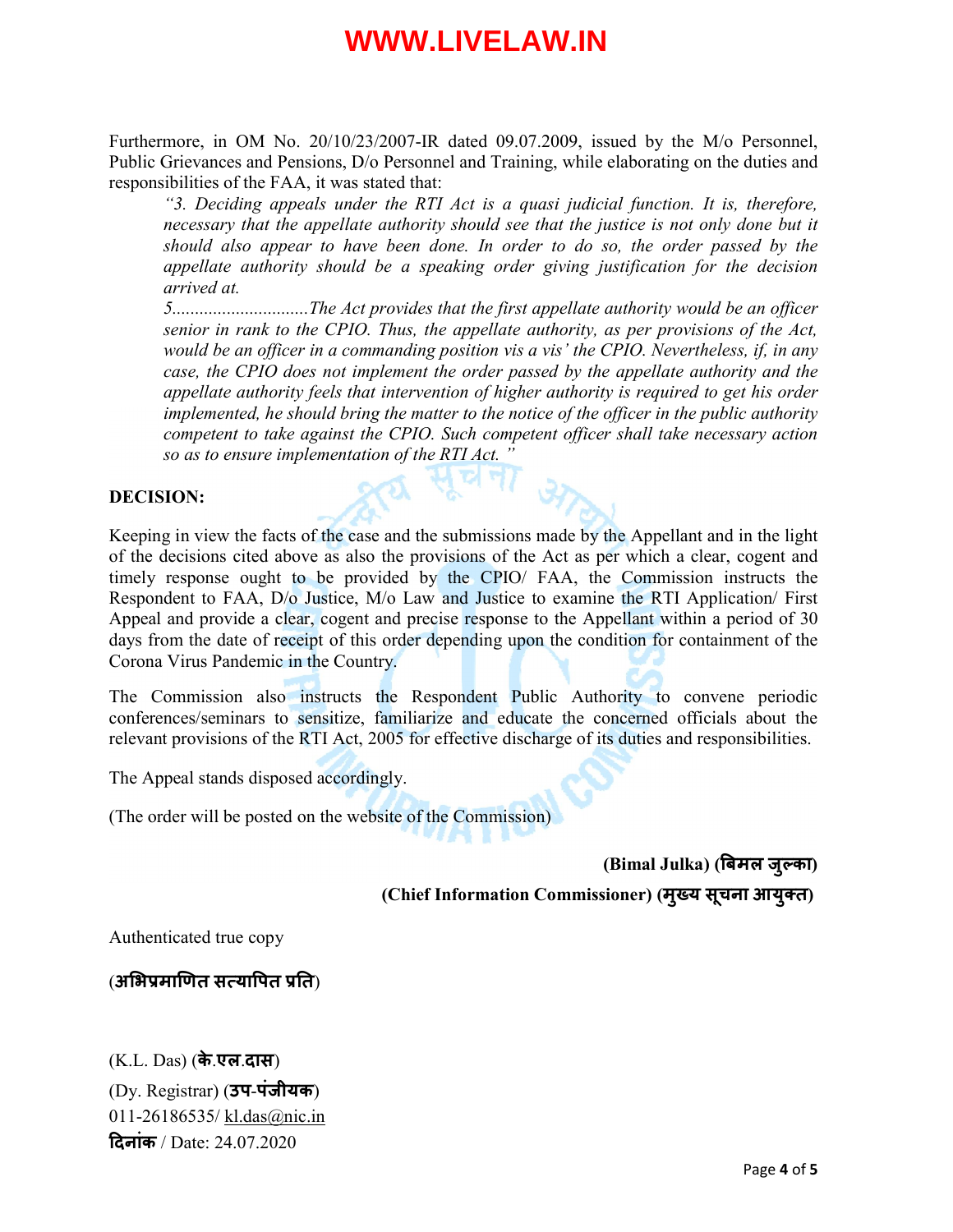Furthermore, in OM No. 20/10/23/2007-IR dated 09.07.2009, issued by the M/o Personnel, Public Grievances and Pensions, D/o Personnel and Training, while elaborating on the duties and responsibilities of the FAA, it was stated that:

> *"3. Deciding appeals under the RTI Act is a quasi judicial function. It is, therefore, necessary that the appellate authority should see that the justice is not only done but it should also appear to have been done. In order to do so, the order passed by the appellate authority should be a speaking order giving justification for the decision arrived at.*
>
> *5..............................The Act provides that the first appellate authority would be an officer senior in rank to the CPIO. Thus, the appellate authority, as per provisions of the Act, would be an officer in a commanding position vis a vis' the CPIO. Nevertheless, if, in any case, the CPIO does not implement the order passed by the appellate authority and the appellate authority feels that intervention of higher authority is required to get his order implemented, he should bring the matter to the notice of the officer in the public authority competent to take against the CPIO. Such competent officer shall take necessary action so as to ensure implementation of the RTI Act. "*

**DECISION:**

Keeping in view the facts of the case and the submissions made by the Appellant and in the light of the decisions cited above as also the provisions of the Act as per which a clear, cogent and timely response ought to be provided by the CPIO/ FAA, the Commission instructs the Respondent to FAA, D/o Justice, M/o Law and Justice to examine the RTI Application/ First Appeal and provide a clear, cogent and precise response to the Appellant within a period of 30 days from the date of receipt of this order depending upon the condition for containment of the Corona Virus Pandemic in the Country.

The Commission also instructs the Respondent Public Authority to convene periodic conferences/seminars to sensitize, familiarize and educate the concerned officials about the relevant provisions of the RTI Act, 2005 for effective discharge of its duties and responsibilities.

The Appeal stands disposed accordingly.

(The order will be posted on the website of the Commission)

**(Bimal Julka) (बिमल जुल्का)**

**(Chief Information Commissioner) (मुख्य सूचना आयुक्त)**

Authenticated true copy

(**अभिप्रमाणित सत्यापित प्रति**)

(K.L. Das) (**के.एल.दास**)
(Dy. Registrar) (**उप-पंजीयक**)
011-26186535/ kl.das@nic.in
**दिनांक** / Date: 24.07.2020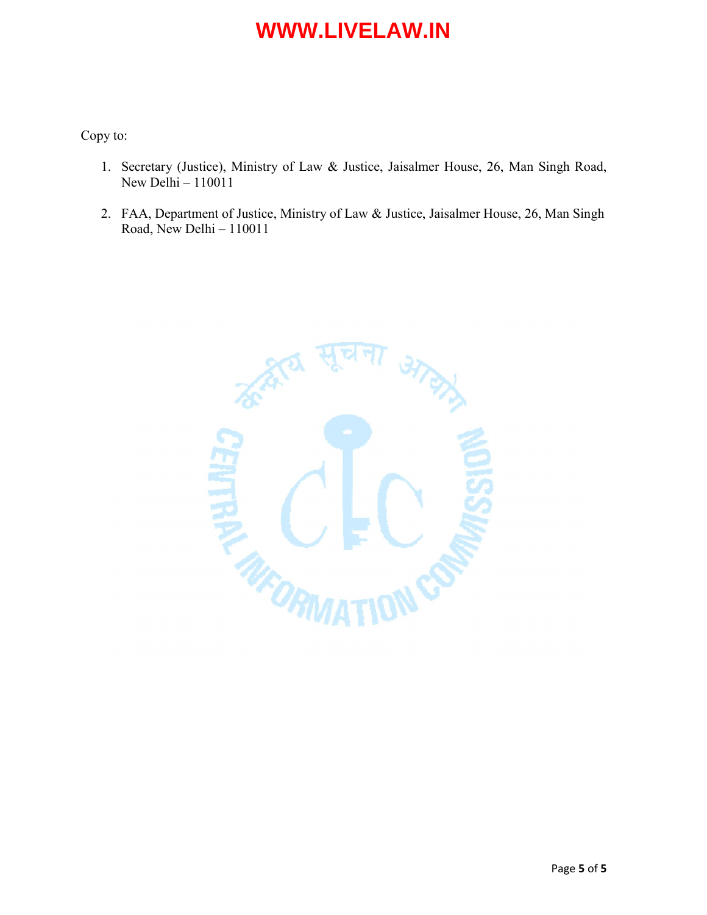Copy to:

1. Secretary (Justice), Ministry of Law & Justice, Jaisalmer House, 26, Man Singh Road, New Delhi – 110011

2. FAA, Department of Justice, Ministry of Law & Justice, Jaisalmer House, 26, Man Singh Road, New Delhi – 110011